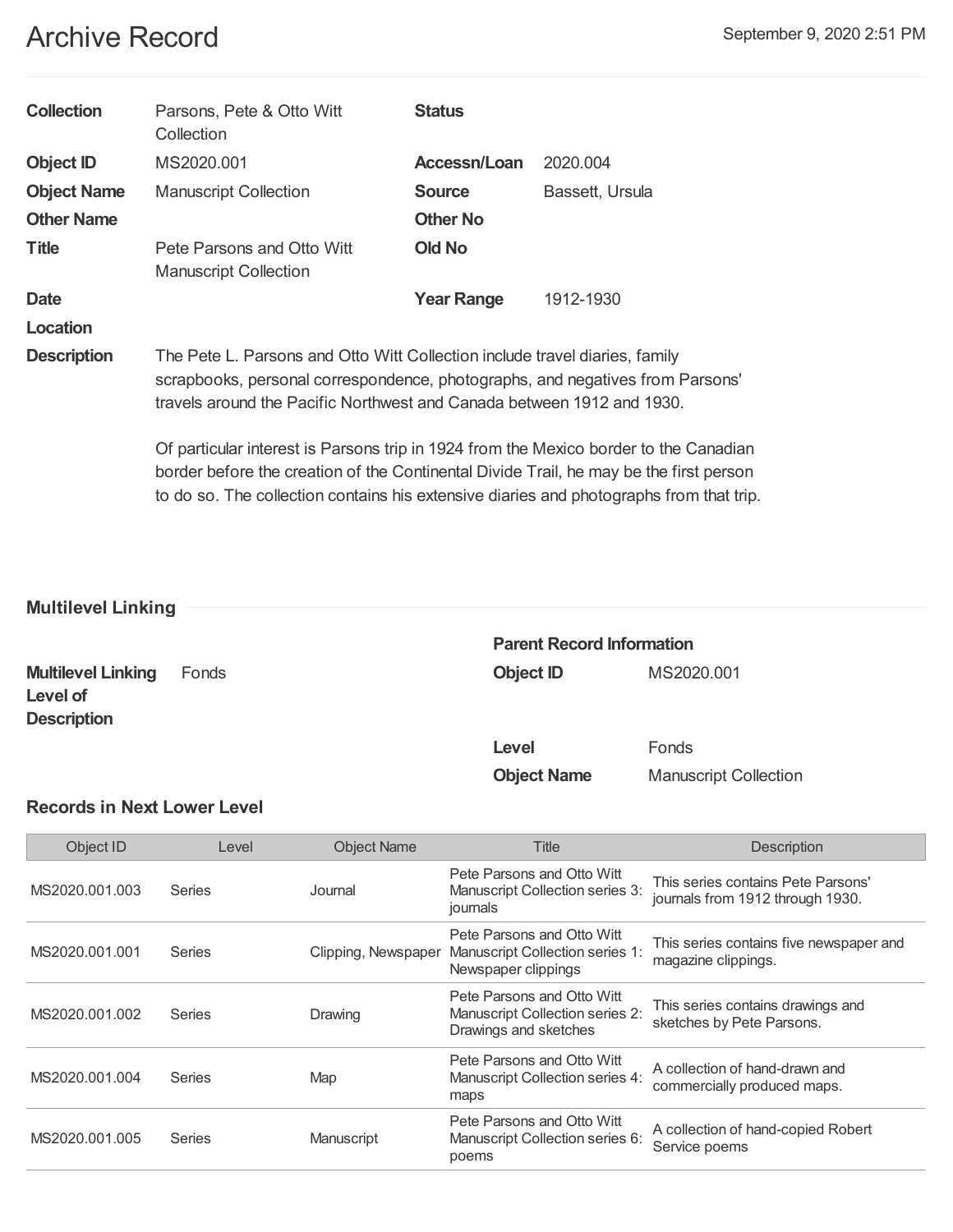# Archive Record

September 9, 2020 2:51 PM

| | | | |
|---|---|---|---|
| **Collection** | Parsons, Pete & Otto Witt Collection | **Status** | |
| **Object ID** | MS2020.001 | **Accessn/Loan** | 2020.004 |
| **Object Name** | Manuscript Collection | **Source** | Bassett, Ursula |
| **Other Name** | | **Other No** | |
| **Title** | Pete Parsons and Otto Witt Manuscript Collection | **Old No** | |
| **Date** | | **Year Range** | 1912-1930 |
| **Location** | | | |

**Description**

The Pete L. Parsons and Otto Witt Collection include travel diaries, family scrapbooks, personal correspondence, photographs, and negatives from Parsons' travels around the Pacific Northwest and Canada between 1912 and 1930.

Of particular interest is Parsons trip in 1924 from the Mexico border to the Canadian border before the creation of the Continental Divide Trail, he may be the first person to do so. The collection contains his extensive diaries and photographs from that trip.

## Multilevel Linking

**Multilevel Linking Level of Description:** Fonds

**Parent Record Information**

**Object ID:** MS2020.001

**Level:** Fonds

**Object Name:** Manuscript Collection

### Records in Next Lower Level

| Object ID | Level | Object Name | Title | Description |
|---|---|---|---|---|
| MS2020.001.003 | Series | Journal | Pete Parsons and Otto Witt Manuscript Collection series 3: journals | This series contains Pete Parsons' journals from 1912 through 1930. |
| MS2020.001.001 | Series | Clipping, Newspaper | Pete Parsons and Otto Witt Manuscript Collection series 1: Newspaper clippings | This series contains five newspaper and magazine clippings. |
| MS2020.001.002 | Series | Drawing | Pete Parsons and Otto Witt Manuscript Collection series 2: Drawings and sketches | This series contains drawings and sketches by Pete Parsons. |
| MS2020.001.004 | Series | Map | Pete Parsons and Otto Witt Manuscript Collection series 4: maps | A collection of hand-drawn and commercially produced maps. |
| MS2020.001.005 | Series | Manuscript | Pete Parsons and Otto Witt Manuscript Collection series 6: poems | A collection of hand-copied Robert Service poems |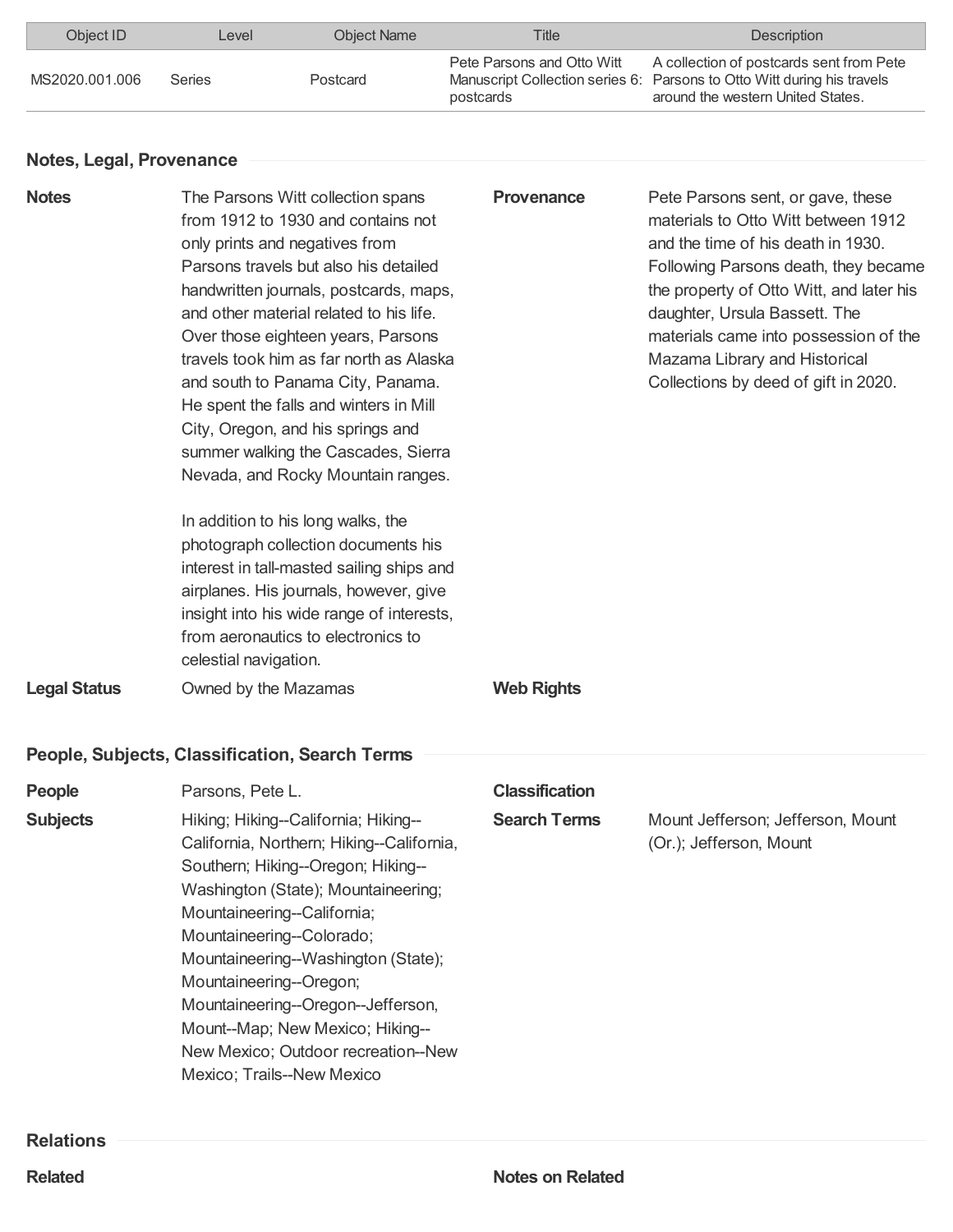| Object ID | Level | Object Name | Title | Description |
| --- | --- | --- | --- | --- |
| MS2020.001.006 | Series | Postcard | Pete Parsons and Otto Witt Manuscript Collection series 6: postcards | A collection of postcards sent from Pete Parsons to Otto Witt during his travels around the western United States. |

## Notes, Legal, Provenance

**Notes**

The Parsons Witt collection spans from 1912 to 1930 and contains not only prints and negatives from Parsons travels but also his detailed handwritten journals, postcards, maps, and other material related to his life. Over those eighteen years, Parsons travels took him as far north as Alaska and south to Panama City, Panama. He spent the falls and winters in Mill City, Oregon, and his springs and summer walking the Cascades, Sierra Nevada, and Rocky Mountain ranges.

In addition to his long walks, the photograph collection documents his interest in tall-masted sailing ships and airplanes. His journals, however, give insight into his wide range of interests, from aeronautics to electronics to celestial navigation.

**Provenance**

Pete Parsons sent, or gave, these materials to Otto Witt between 1912 and the time of his death in 1930. Following Parsons death, they became the property of Otto Witt, and later his daughter, Ursula Bassett. The materials came into possession of the Mazama Library and Historical Collections by deed of gift in 2020.

**Legal Status**

Owned by the Mazamas

**Web Rights**

## People, Subjects, Classification, Search Terms

**People**

Parsons, Pete L.

**Classification**

**Subjects**

Hiking; Hiking--California; Hiking--California, Northern; Hiking--California, Southern; Hiking--Oregon; Hiking--Washington (State); Mountaineering; Mountaineering--California; Mountaineering--Colorado; Mountaineering--Washington (State); Mountaineering--Oregon; Mountaineering--Oregon--Jefferson, Mount--Map; New Mexico; Hiking--New Mexico; Outdoor recreation--New Mexico; Trails--New Mexico

**Search Terms**

Mount Jefferson; Jefferson, Mount (Or.); Jefferson, Mount

## Relations

**Related**

**Notes on Related**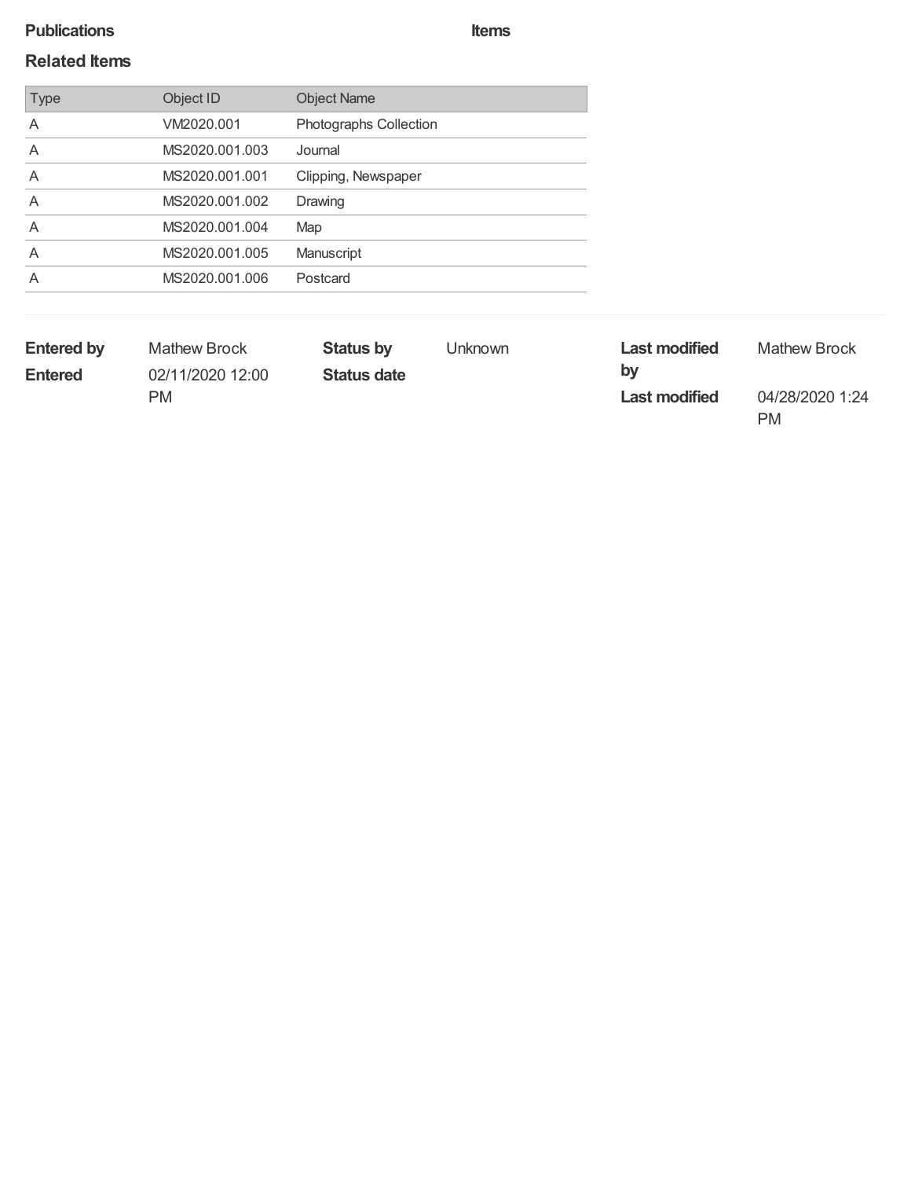**Publications** **Items**

### Related Items

| Type | Object ID | Object Name |
|---|---|---|
| A | VM2020.001 | Photographs Collection |
| A | MS2020.001.003 | Journal |
| A | MS2020.001.001 | Clipping, Newspaper |
| A | MS2020.001.002 | Drawing |
| A | MS2020.001.004 | Map |
| A | MS2020.001.005 | Manuscript |
| A | MS2020.001.006 | Postcard |

**Entered by** Mathew Brock
**Entered** 02/11/2020 12:00 PM

**Status by** Unknown
**Status date**

**Last modified by** Mathew Brock
**Last modified** 04/28/2020 1:24 PM